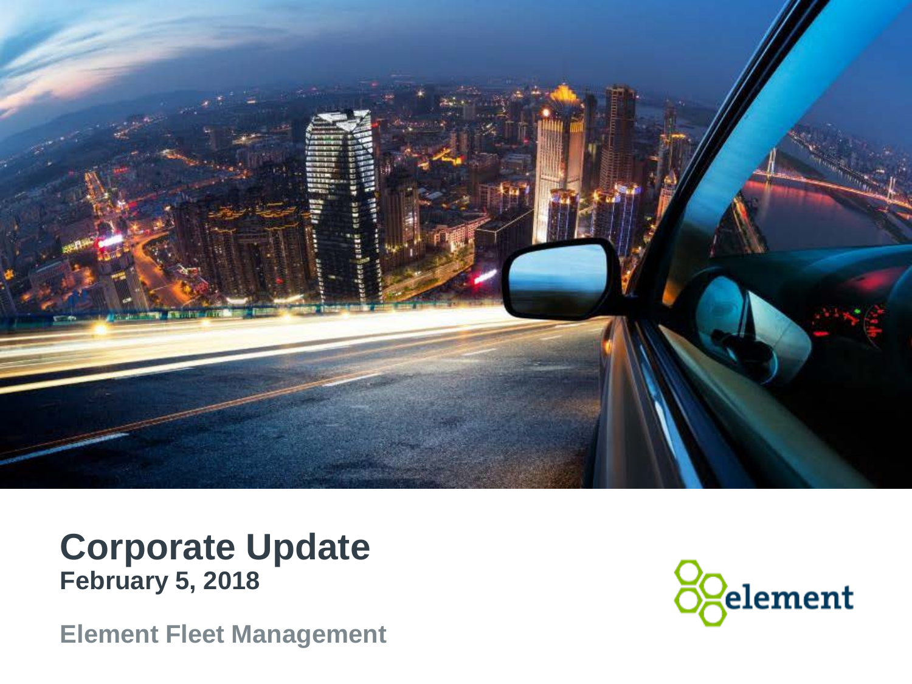# Corporate Update

**February 5, 2018**

**Element Fleet Management**

element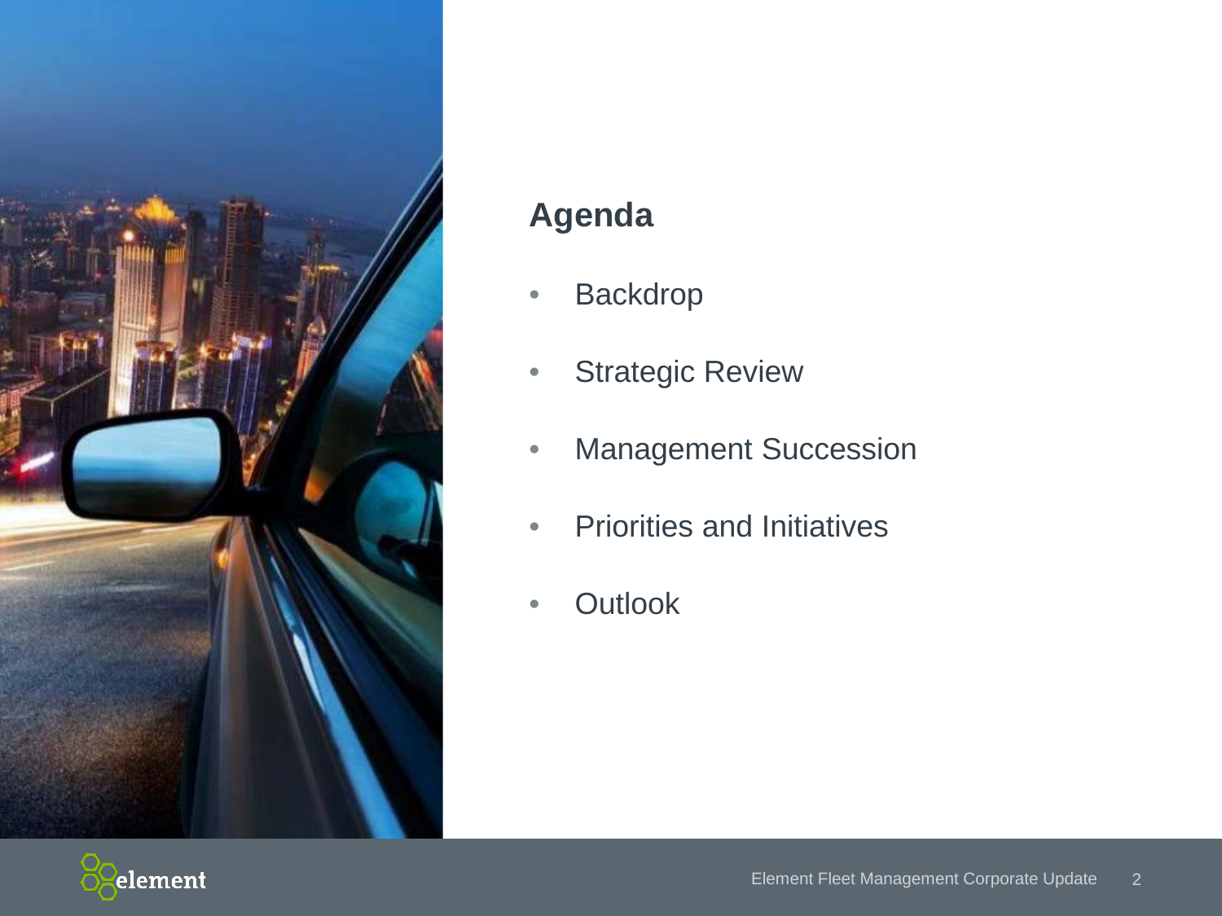## Agenda

- Backdrop
- Strategic Review
- Management Succession
- Priorities and Initiatives
- Outlook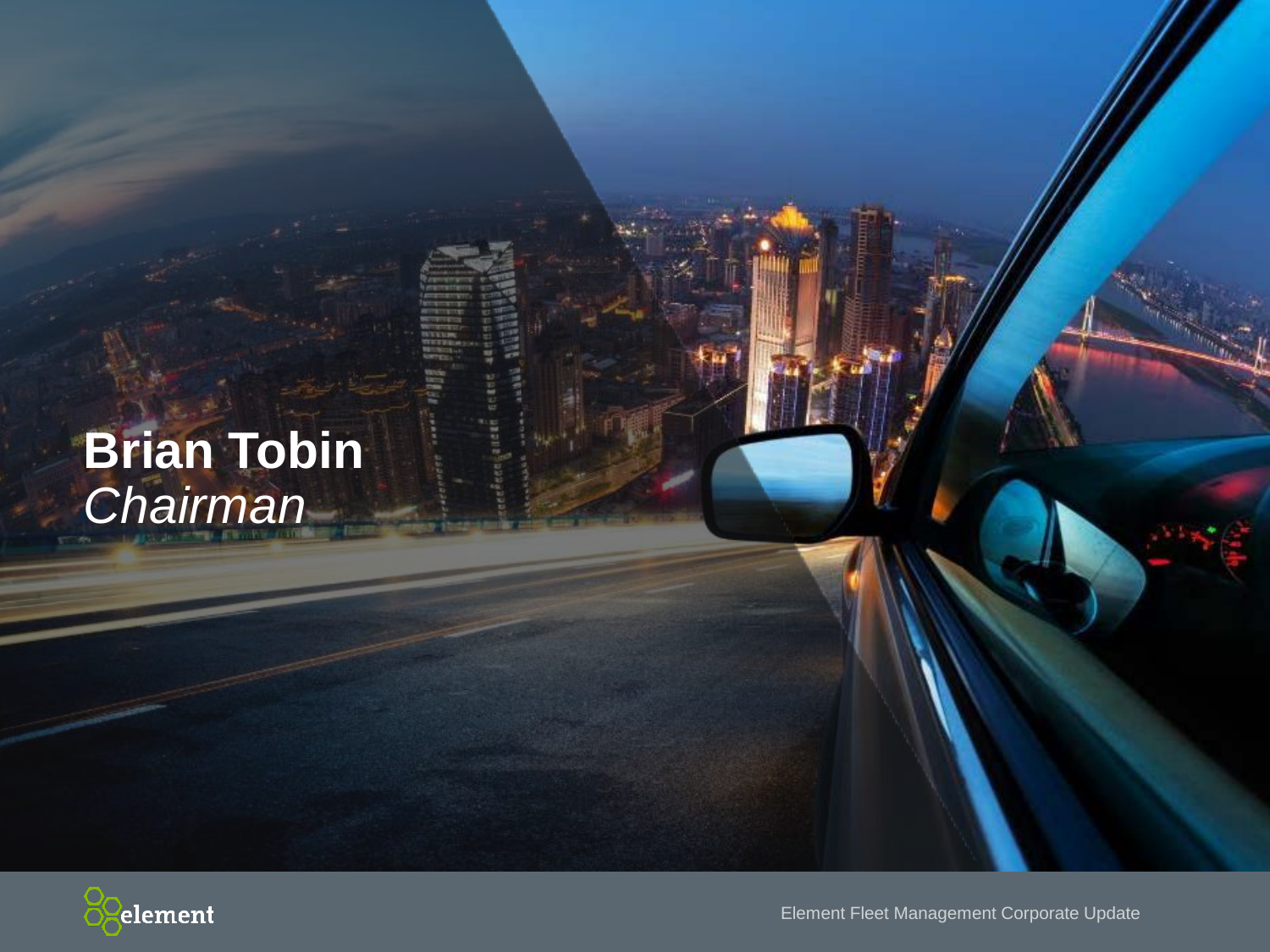# Brian Tobin

*Chairman*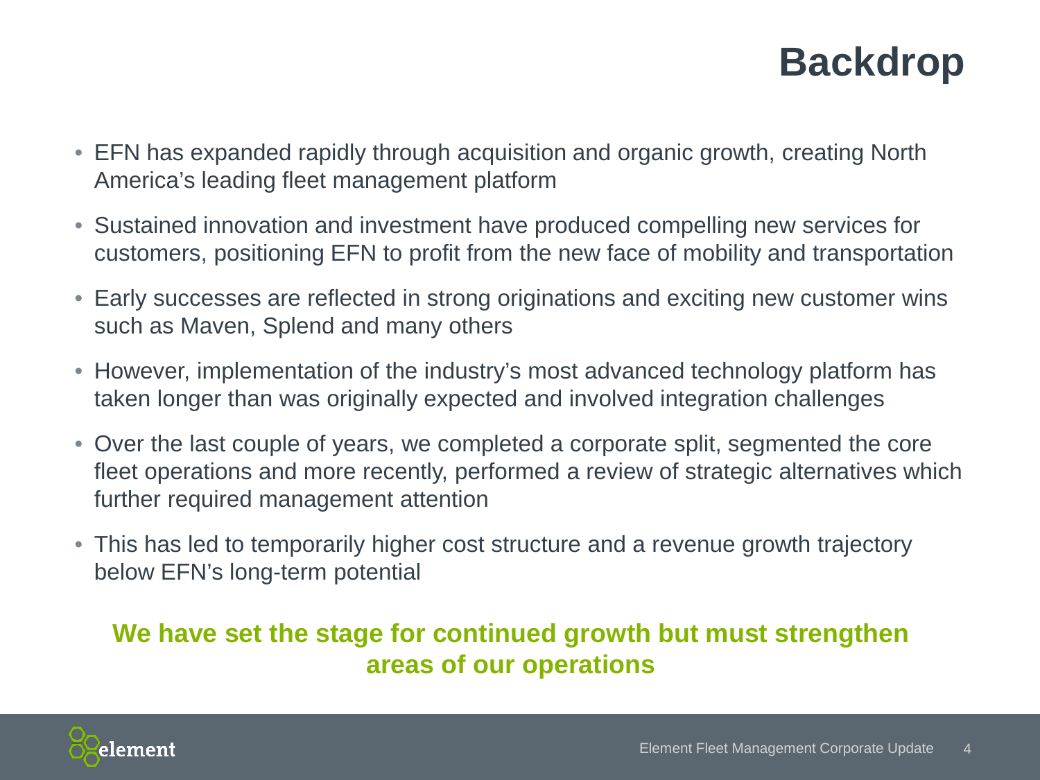# Backdrop

- EFN has expanded rapidly through acquisition and organic growth, creating North America's leading fleet management platform
- Sustained innovation and investment have produced compelling new services for customers, positioning EFN to profit from the new face of mobility and transportation
- Early successes are reflected in strong originations and exciting new customer wins such as Maven, Splend and many others
- However, implementation of the industry's most advanced technology platform has taken longer than was originally expected and involved integration challenges
- Over the last couple of years, we completed a corporate split, segmented the core fleet operations and more recently, performed a review of strategic alternatives which further required management attention
- This has led to temporarily higher cost structure and a revenue growth trajectory below EFN's long-term potential

**We have set the stage for continued growth but must strengthen areas of our operations**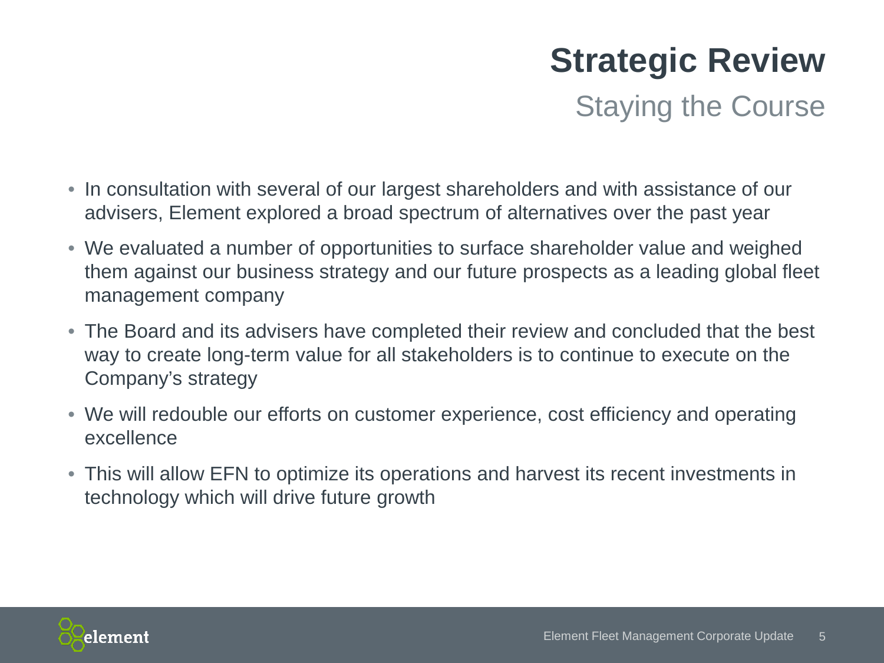# Strategic Review

## Staying the Course

- In consultation with several of our largest shareholders and with assistance of our advisers, Element explored a broad spectrum of alternatives over the past year
- We evaluated a number of opportunities to surface shareholder value and weighed them against our business strategy and our future prospects as a leading global fleet management company
- The Board and its advisers have completed their review and concluded that the best way to create long-term value for all stakeholders is to continue to execute on the Company's strategy
- We will redouble our efforts on customer experience, cost efficiency and operating excellence
- This will allow EFN to optimize its operations and harvest its recent investments in technology which will drive future growth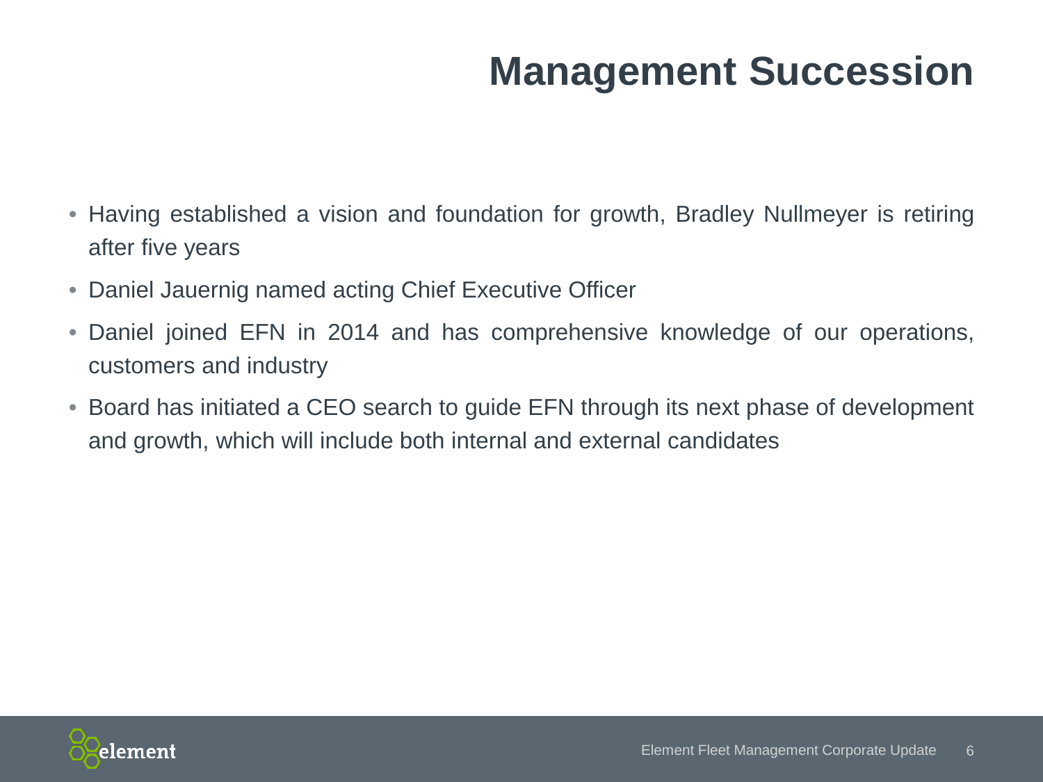# Management Succession

- Having established a vision and foundation for growth, Bradley Nullmeyer is retiring after five years
- Daniel Jauernig named acting Chief Executive Officer
- Daniel joined EFN in 2014 and has comprehensive knowledge of our operations, customers and industry
- Board has initiated a CEO search to guide EFN through its next phase of development and growth, which will include both internal and external candidates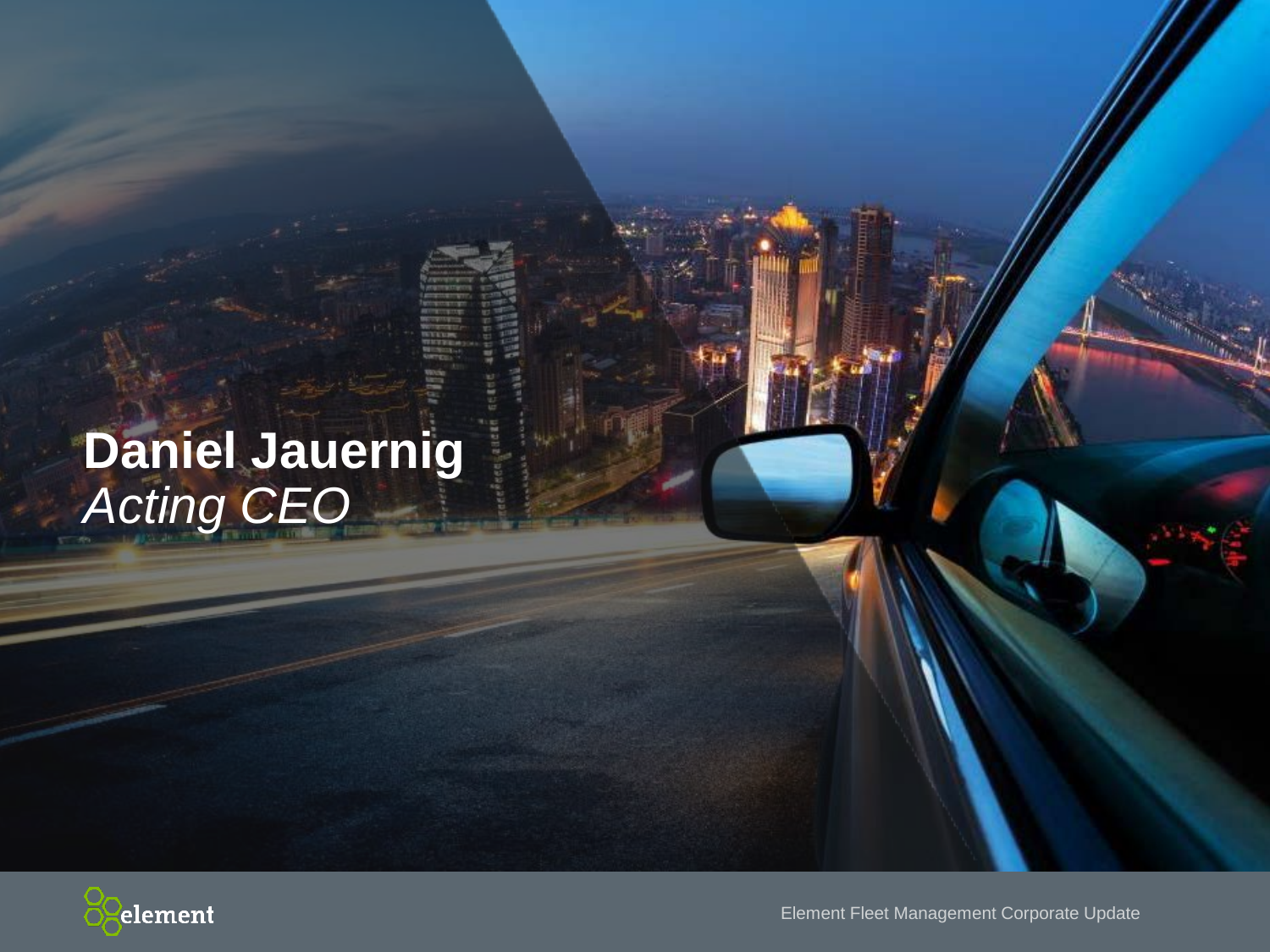# Daniel Jauernig

*Acting CEO*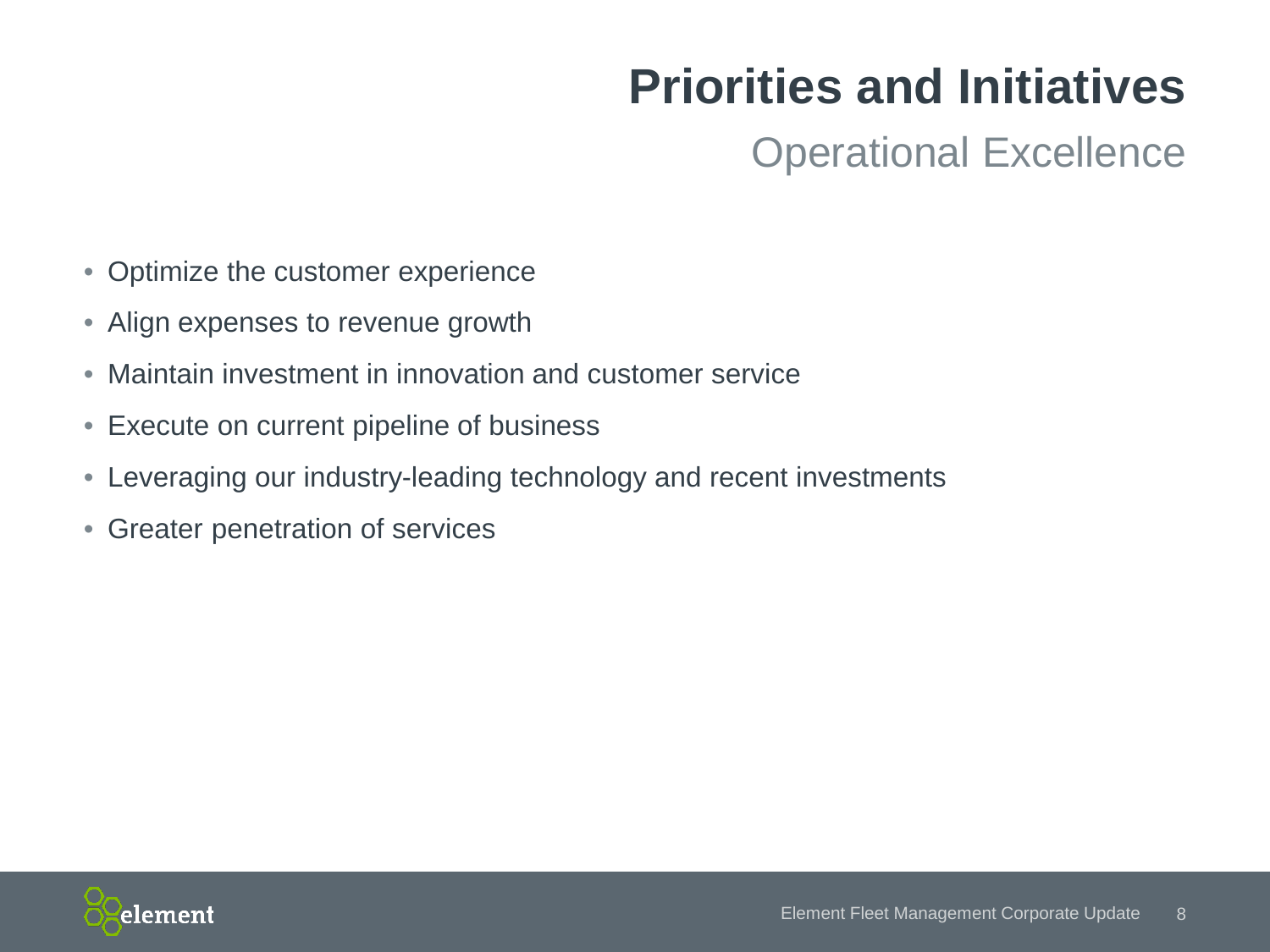# Priorities and Initiatives

## Operational Excellence

- Optimize the customer experience
- Align expenses to revenue growth
- Maintain investment in innovation and customer service
- Execute on current pipeline of business
- Leveraging our industry-leading technology and recent investments
- Greater penetration of services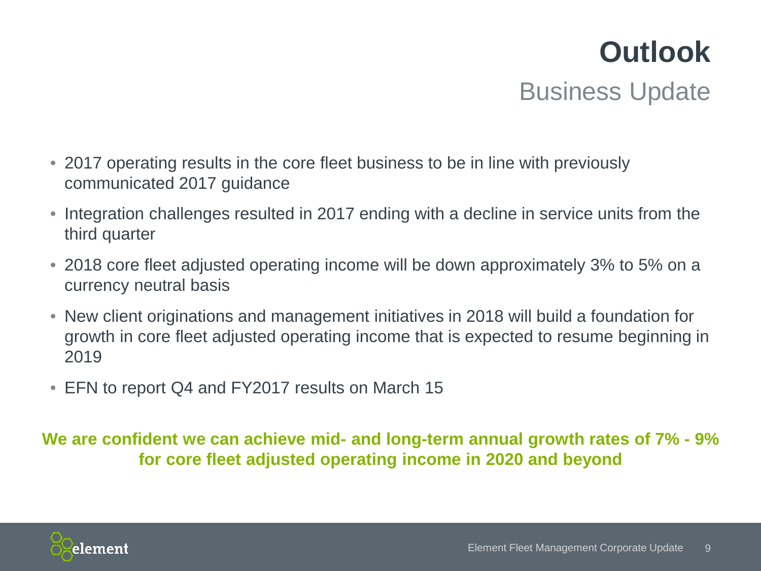# Outlook

## Business Update

- 2017 operating results in the core fleet business to be in line with previously communicated 2017 guidance
- Integration challenges resulted in 2017 ending with a decline in service units from the third quarter
- 2018 core fleet adjusted operating income will be down approximately 3% to 5% on a currency neutral basis
- New client originations and management initiatives in 2018 will build a foundation for growth in core fleet adjusted operating income that is expected to resume beginning in 2019
- EFN to report Q4 and FY2017 results on March 15

**We are confident we can achieve mid- and long-term annual growth rates of 7% - 9% for core fleet adjusted operating income in 2020 and beyond**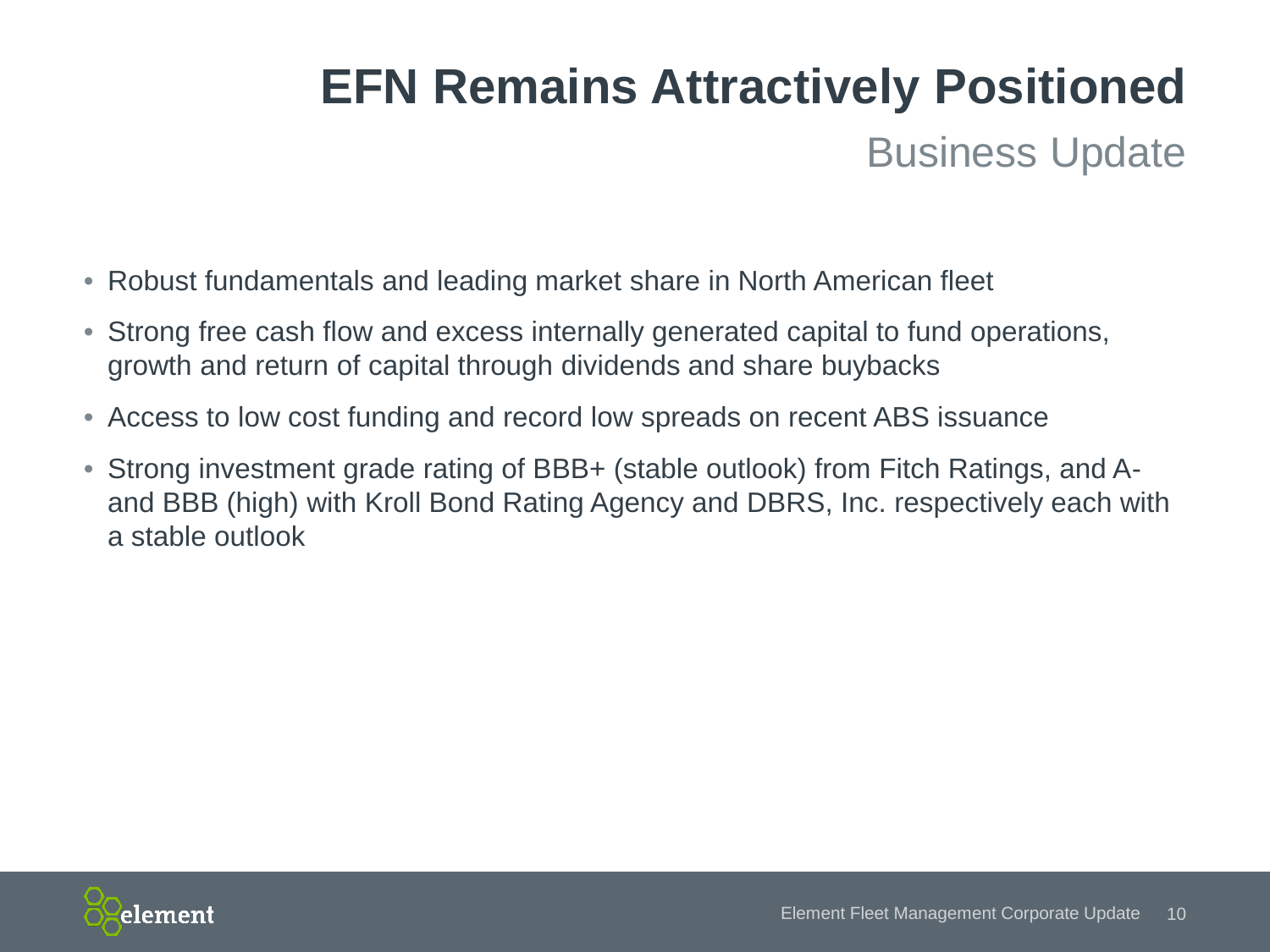# EFN Remains Attractively Positioned

## Business Update

- Robust fundamentals and leading market share in North American fleet
- Strong free cash flow and excess internally generated capital to fund operations, growth and return of capital through dividends and share buybacks
- Access to low cost funding and record low spreads on recent ABS issuance
- Strong investment grade rating of BBB+ (stable outlook) from Fitch Ratings, and A- and BBB (high) with Kroll Bond Rating Agency and DBRS, Inc. respectively each with a stable outlook